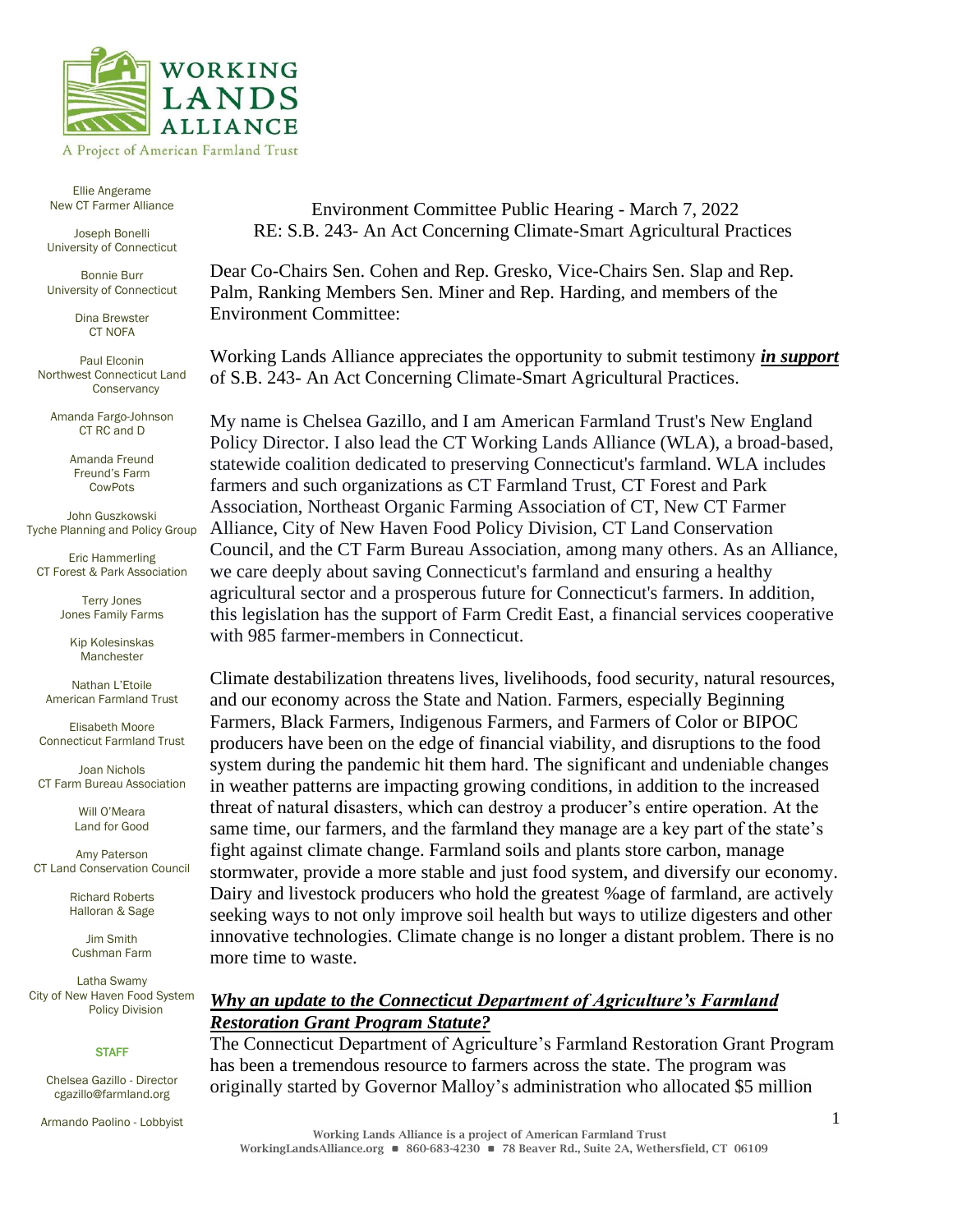# WORKING LANDS ALLIANCE

A Project of American Farmland Trust

Ellie Angerame
New CT Farmer Alliance

Joseph Bonelli
University of Connecticut

Bonnie Burr
University of Connecticut

Dina Brewster
CT NOFA

Paul Elconin
Northwest Connecticut Land Conservancy

Amanda Fargo-Johnson
CT RC and D

Amanda Freund
Freund's Farm
CowPots

John Guszkowski
Tyche Planning and Policy Group

Eric Hammerling
CT Forest & Park Association

Terry Jones
Jones Family Farms

Kip Kolesinskas
Manchester

Nathan L'Etoile
American Farmland Trust

Elisabeth Moore
Connecticut Farmland Trust

Joan Nichols
CT Farm Bureau Association

Will O'Meara
Land for Good

Amy Paterson
CT Land Conservation Council

Richard Roberts
Halloran & Sage

Jim Smith
Cushman Farm

Latha Swamy
City of New Haven Food System Policy Division

**STAFF**

Chelsea Gazillo - Director
cgazillo@farmland.org

Armando Paolino - Lobbyist

Environment Committee Public Hearing - March 7, 2022
RE: S.B. 243- An Act Concerning Climate-Smart Agricultural Practices

Dear Co-Chairs Sen. Cohen and Rep. Gresko, Vice-Chairs Sen. Slap and Rep. Palm, Ranking Members Sen. Miner and Rep. Harding, and members of the Environment Committee:

Working Lands Alliance appreciates the opportunity to submit testimony ***in support*** of S.B. 243- An Act Concerning Climate-Smart Agricultural Practices.

My name is Chelsea Gazillo, and I am American Farmland Trust's New England Policy Director. I also lead the CT Working Lands Alliance (WLA), a broad-based, statewide coalition dedicated to preserving Connecticut's farmland. WLA includes farmers and such organizations as CT Farmland Trust, CT Forest and Park Association, Northeast Organic Farming Association of CT, New CT Farmer Alliance, City of New Haven Food Policy Division, CT Land Conservation Council, and the CT Farm Bureau Association, among many others. As an Alliance, we care deeply about saving Connecticut's farmland and ensuring a healthy agricultural sector and a prosperous future for Connecticut's farmers. In addition, this legislation has the support of Farm Credit East, a financial services cooperative with 985 farmer-members in Connecticut.

Climate destabilization threatens lives, livelihoods, food security, natural resources, and our economy across the State and Nation. Farmers, especially Beginning Farmers, Black Farmers, Indigenous Farmers, and Farmers of Color or BIPOC producers have been on the edge of financial viability, and disruptions to the food system during the pandemic hit them hard. The significant and undeniable changes in weather patterns are impacting growing conditions, in addition to the increased threat of natural disasters, which can destroy a producer's entire operation. At the same time, our farmers, and the farmland they manage are a key part of the state's fight against climate change. Farmland soils and plants store carbon, manage stormwater, provide a more stable and just food system, and diversify our economy. Dairy and livestock producers who hold the greatest %age of farmland, are actively seeking ways to not only improve soil health but ways to utilize digesters and other innovative technologies. Climate change is no longer a distant problem. There is no more time to waste.

***Why an update to the Connecticut Department of Agriculture's Farmland Restoration Grant Program Statute?***

The Connecticut Department of Agriculture's Farmland Restoration Grant Program has been a tremendous resource to farmers across the state. The program was originally started by Governor Malloy's administration who allocated $5 million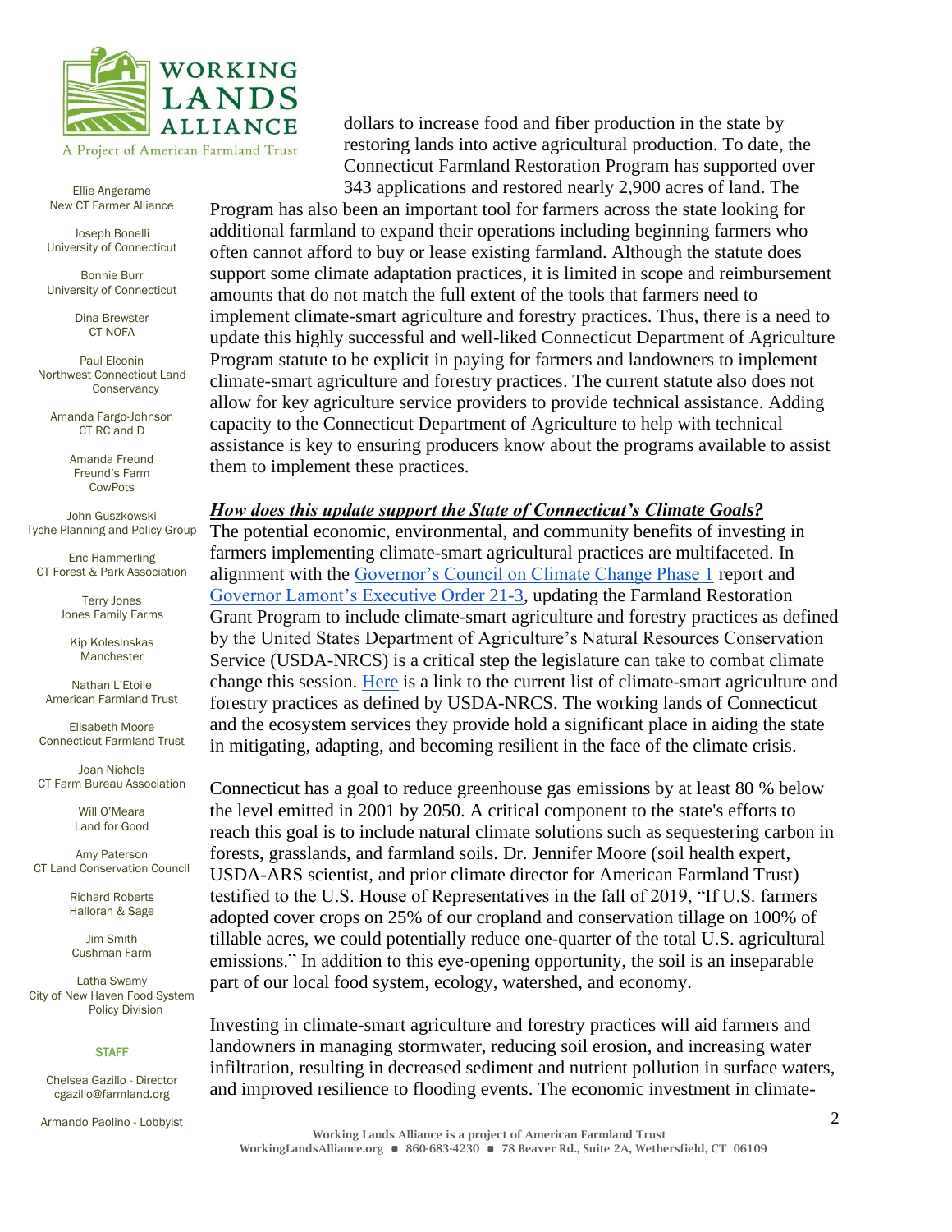dollars to increase food and fiber production in the state by restoring lands into active agricultural production. To date, the Connecticut Farmland Restoration Program has supported over 343 applications and restored nearly 2,900 acres of land. The Program has also been an important tool for farmers across the state looking for additional farmland to expand their operations including beginning farmers who often cannot afford to buy or lease existing farmland. Although the statute does support some climate adaptation practices, it is limited in scope and reimbursement amounts that do not match the full extent of the tools that farmers need to implement climate-smart agriculture and forestry practices. Thus, there is a need to update this highly successful and well-liked Connecticut Department of Agriculture Program statute to be explicit in paying for farmers and landowners to implement climate-smart agriculture and forestry practices. The current statute also does not allow for key agriculture service providers to provide technical assistance. Adding capacity to the Connecticut Department of Agriculture to help with technical assistance is key to ensuring producers know about the programs available to assist them to implement these practices.

***How does this update support the State of Connecticut's Climate Goals?***

The potential economic, environmental, and community benefits of investing in farmers implementing climate-smart agricultural practices are multifaceted. In alignment with the Governor's Council on Climate Change Phase 1 report and Governor Lamont's Executive Order 21-3, updating the Farmland Restoration Grant Program to include climate-smart agriculture and forestry practices as defined by the United States Department of Agriculture's Natural Resources Conservation Service (USDA-NRCS) is a critical step the legislature can take to combat climate change this session. Here is a link to the current list of climate-smart agriculture and forestry practices as defined by USDA-NRCS. The working lands of Connecticut and the ecosystem services they provide hold a significant place in aiding the state in mitigating, adapting, and becoming resilient in the face of the climate crisis.

Connecticut has a goal to reduce greenhouse gas emissions by at least 80 % below the level emitted in 2001 by 2050. A critical component to the state's efforts to reach this goal is to include natural climate solutions such as sequestering carbon in forests, grasslands, and farmland soils. Dr. Jennifer Moore (soil health expert, USDA-ARS scientist, and prior climate director for American Farmland Trust) testified to the U.S. House of Representatives in the fall of 2019, "If U.S. farmers adopted cover crops on 25% of our cropland and conservation tillage on 100% of tillable acres, we could potentially reduce one-quarter of the total U.S. agricultural emissions." In addition to this eye-opening opportunity, the soil is an inseparable part of our local food system, ecology, watershed, and economy.

Investing in climate-smart agriculture and forestry practices will aid farmers and landowners in managing stormwater, reducing soil erosion, and increasing water infiltration, resulting in decreased sediment and nutrient pollution in surface waters, and improved resilience to flooding events. The economic investment in climate-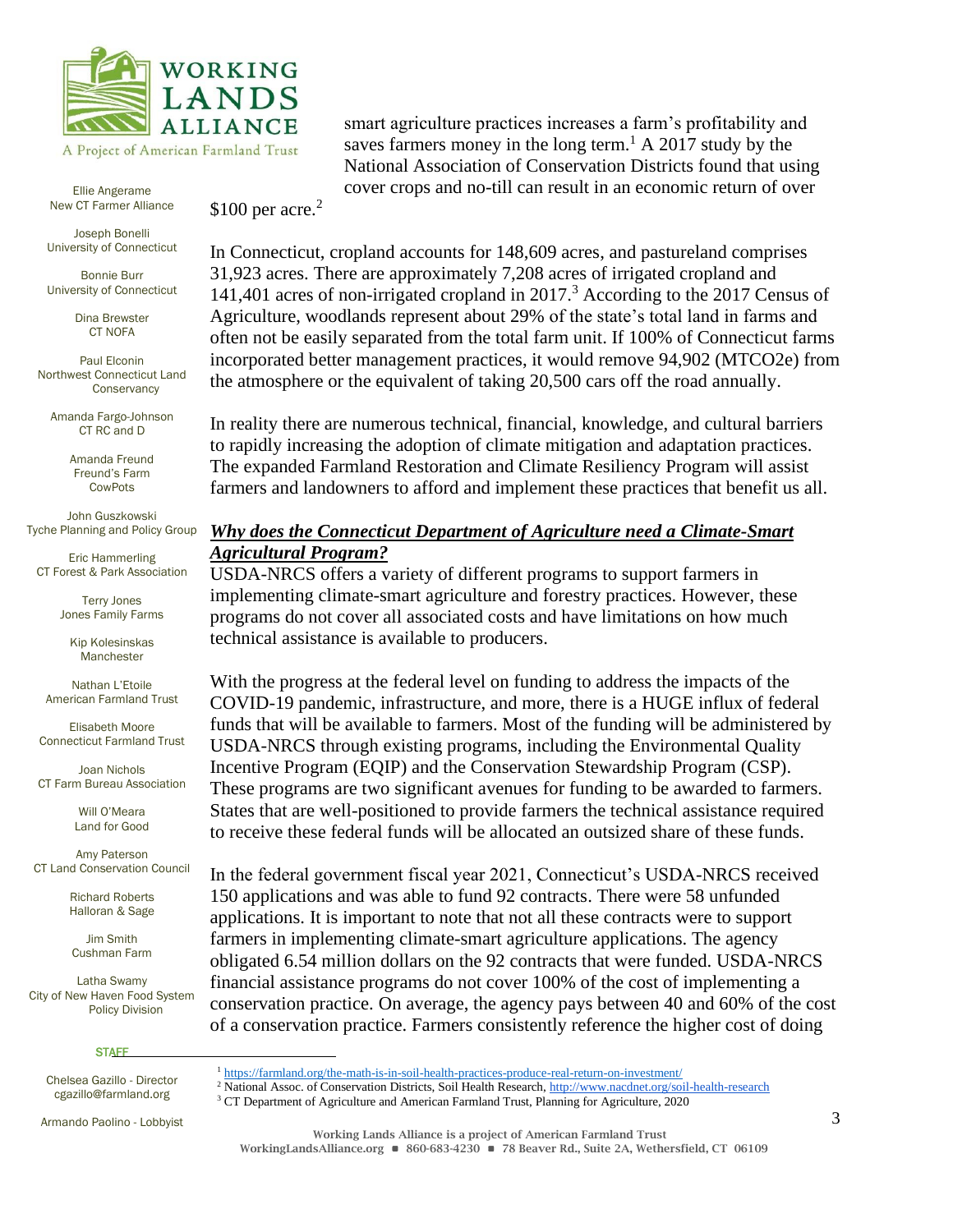smart agriculture practices increases a farm's profitability and saves farmers money in the long term.[1] A 2017 study by the National Association of Conservation Districts found that using cover crops and no-till can result in an economic return of over $100 per acre.[2]

In Connecticut, cropland accounts for 148,609 acres, and pastureland comprises 31,923 acres. There are approximately 7,208 acres of irrigated cropland and 141,401 acres of non-irrigated cropland in 2017.[3] According to the 2017 Census of Agriculture, woodlands represent about 29% of the state's total land in farms and often not be easily separated from the total farm unit. If 100% of Connecticut farms incorporated better management practices, it would remove 94,902 (MTCO2e) from the atmosphere or the equivalent of taking 20,500 cars off the road annually.

In reality there are numerous technical, financial, knowledge, and cultural barriers to rapidly increasing the adoption of climate mitigation and adaptation practices. The expanded Farmland Restoration and Climate Resiliency Program will assist farmers and landowners to afford and implement these practices that benefit us all.

***Why does the Connecticut Department of Agriculture need a Climate-Smart Agricultural Program?***

USDA-NRCS offers a variety of different programs to support farmers in implementing climate-smart agriculture and forestry practices. However, these programs do not cover all associated costs and have limitations on how much technical assistance is available to producers.

With the progress at the federal level on funding to address the impacts of the COVID-19 pandemic, infrastructure, and more, there is a HUGE influx of federal funds that will be available to farmers. Most of the funding will be administered by USDA-NRCS through existing programs, including the Environmental Quality Incentive Program (EQIP) and the Conservation Stewardship Program (CSP). These programs are two significant avenues for funding to be awarded to farmers. States that are well-positioned to provide farmers the technical assistance required to receive these federal funds will be allocated an outsized share of these funds.

In the federal government fiscal year 2021, Connecticut's USDA-NRCS received 150 applications and was able to fund 92 contracts. There were 58 unfunded applications. It is important to note that not all these contracts were to support farmers in implementing climate-smart agriculture applications. The agency obligated 6.54 million dollars on the 92 contracts that were funded. USDA-NRCS financial assistance programs do not cover 100% of the cost of implementing a conservation practice. On average, the agency pays between 40 and 60% of the cost of a conservation practice. Farmers consistently reference the higher cost of doing

---

[1] https://farmland.org/the-math-is-in-soil-health-practices-produce-real-return-on-investment/

[2] National Assoc. of Conservation Districts, Soil Health Research, http://www.nacdnet.org/soil-health-research

[3] CT Department of Agriculture and American Farmland Trust, Planning for Agriculture, 2020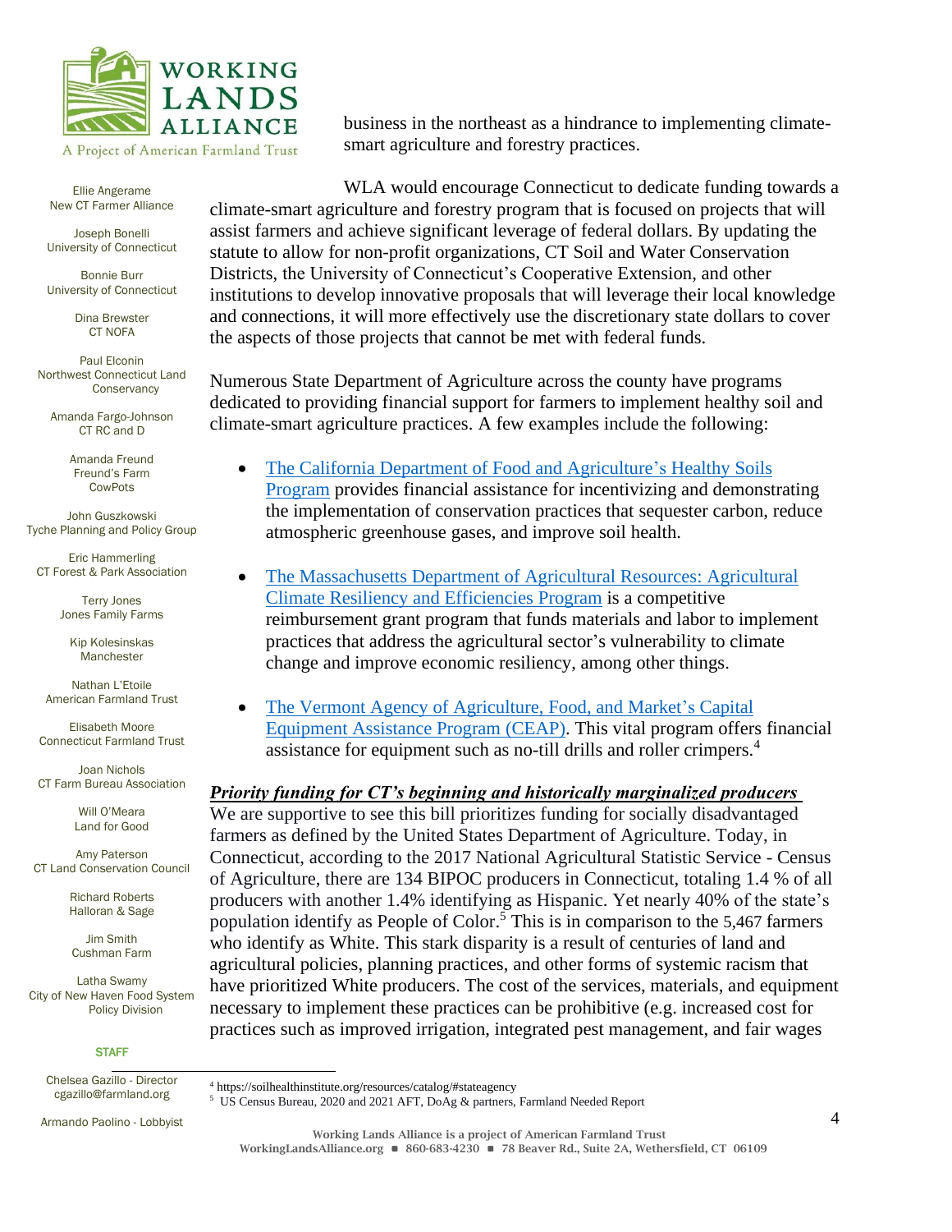business in the northeast as a hindrance to implementing climate-smart agriculture and forestry practices.

WLA would encourage Connecticut to dedicate funding towards a climate-smart agriculture and forestry program that is focused on projects that will assist farmers and achieve significant leverage of federal dollars. By updating the statute to allow for non-profit organizations, CT Soil and Water Conservation Districts, the University of Connecticut's Cooperative Extension, and other institutions to develop innovative proposals that will leverage their local knowledge and connections, it will more effectively use the discretionary state dollars to cover the aspects of those projects that cannot be met with federal funds.

Numerous State Department of Agriculture across the county have programs dedicated to providing financial support for farmers to implement healthy soil and climate-smart agriculture practices. A few examples include the following:

- The California Department of Food and Agriculture's Healthy Soils Program provides financial assistance for incentivizing and demonstrating the implementation of conservation practices that sequester carbon, reduce atmospheric greenhouse gases, and improve soil health.
- The Massachusetts Department of Agricultural Resources: Agricultural Climate Resiliency and Efficiencies Program is a competitive reimbursement grant program that funds materials and labor to implement practices that address the agricultural sector's vulnerability to climate change and improve economic resiliency, among other things.
- The Vermont Agency of Agriculture, Food, and Market's Capital Equipment Assistance Program (CEAP). This vital program offers financial assistance for equipment such as no-till drills and roller crimpers.[4]

***Priority funding for CT's beginning and historically marginalized producers***

We are supportive to see this bill prioritizes funding for socially disadvantaged farmers as defined by the United States Department of Agriculture. Today, in Connecticut, according to the 2017 National Agricultural Statistic Service - Census of Agriculture, there are 134 BIPOC producers in Connecticut, totaling 1.4 % of all producers with another 1.4% identifying as Hispanic. Yet nearly 40% of the state's population identify as People of Color.[5] This is in comparison to the 5,467 farmers who identify as White. This stark disparity is a result of centuries of land and agricultural policies, planning practices, and other forms of systemic racism that have prioritized White producers. The cost of the services, materials, and equipment necessary to implement these practices can be prohibitive (e.g. increased cost for practices such as improved irrigation, integrated pest management, and fair wages

[4] https://soilhealthinstitute.org/resources/catalog/#stateagency

[5] US Census Bureau, 2020 and 2021 AFT, DoAg & partners, Farmland Needed Report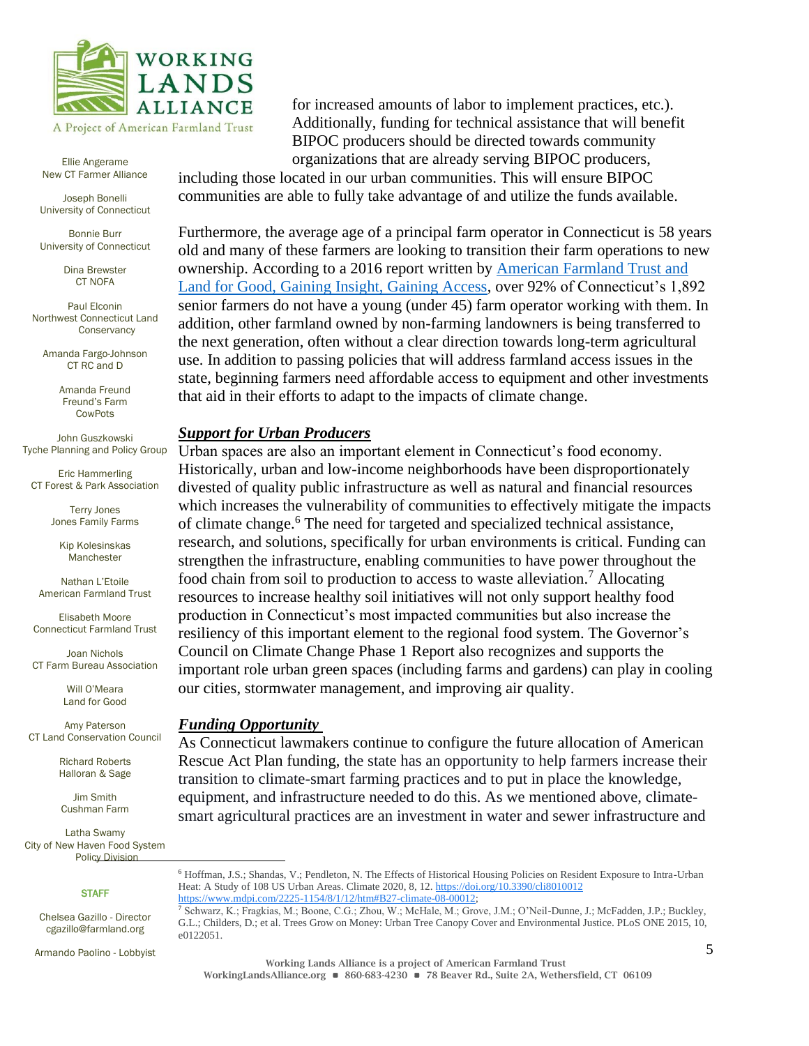for increased amounts of labor to implement practices, etc.). Additionally, funding for technical assistance that will benefit BIPOC producers should be directed towards community organizations that are already serving BIPOC producers, including those located in our urban communities. This will ensure BIPOC communities are able to fully take advantage of and utilize the funds available.

Furthermore, the average age of a principal farm operator in Connecticut is 58 years old and many of these farmers are looking to transition their farm operations to new ownership. According to a 2016 report written by [American Farmland Trust and Land for Good, Gaining Insight, Gaining Access](), over 92% of Connecticut's 1,892 senior farmers do not have a young (under 45) farm operator working with them. In addition, other farmland owned by non-farming landowners is being transferred to the next generation, often without a clear direction towards long-term agricultural use. In addition to passing policies that will address farmland access issues in the state, beginning farmers need affordable access to equipment and other investments that aid in their efforts to adapt to the impacts of climate change.

***Support for Urban Producers***

Urban spaces are also an important element in Connecticut's food economy. Historically, urban and low-income neighborhoods have been disproportionately divested of quality public infrastructure as well as natural and financial resources which increases the vulnerability of communities to effectively mitigate the impacts of climate change.[6] The need for targeted and specialized technical assistance, research, and solutions, specifically for urban environments is critical. Funding can strengthen the infrastructure, enabling communities to have power throughout the food chain from soil to production to access to waste alleviation.[7] Allocating resources to increase healthy soil initiatives will not only support healthy food production in Connecticut's most impacted communities but also increase the resiliency of this important element to the regional food system. The Governor's Council on Climate Change Phase 1 Report also recognizes and supports the important role urban green spaces (including farms and gardens) can play in cooling our cities, stormwater management, and improving air quality.

***Funding Opportunity***

As Connecticut lawmakers continue to configure the future allocation of American Rescue Act Plan funding, the state has an opportunity to help farmers increase their transition to climate-smart farming practices and to put in place the knowledge, equipment, and infrastructure needed to do this. As we mentioned above, climate-smart agricultural practices are an investment in water and sewer infrastructure and

---

Ellie Angerame, New CT Farmer Alliance
Joseph Bonelli, University of Connecticut
Bonnie Burr, University of Connecticut
Dina Brewster, CT NOFA
Paul Elconin, Northwest Connecticut Land Conservancy
Amanda Fargo-Johnson, CT RC and D
Amanda Freund, Freund's Farm CowPots
John Guszkowski, Tyche Planning and Policy Group
Eric Hammerling, CT Forest & Park Association
Terry Jones, Jones Family Farms
Kip Kolesinskas, Manchester
Nathan L'Etoile, American Farmland Trust
Elisabeth Moore, Connecticut Farmland Trust
Joan Nichols, CT Farm Bureau Association
Will O'Meara, Land for Good
Amy Paterson, CT Land Conservation Council
Richard Roberts, Halloran & Sage
Jim Smith, Cushman Farm
Latha Swamy, City of New Haven Food System Policy Division

STAFF

Chelsea Gazillo - Director, cgazillo@farmland.org
Armando Paolino - Lobbyist

---

[6] Hoffman, J.S.; Shandas, V.; Pendleton, N. The Effects of Historical Housing Policies on Resident Exposure to Intra-Urban Heat: A Study of 108 US Urban Areas. Climate 2020, 8, 12. https://doi.org/10.3390/cli8010012 https://www.mdpi.com/2225-1154/8/1/12/htm#B27-climate-08-00012;

[7] Schwarz, K.; Fragkias, M.; Boone, C.G.; Zhou, W.; McHale, M.; Grove, J.M.; O'Neil-Dunne, J.; McFadden, J.P.; Buckley, G.L.; Childers, D.; et al. Trees Grow on Money: Urban Tree Canopy Cover and Environmental Justice. PLoS ONE 2015, 10, e0122051.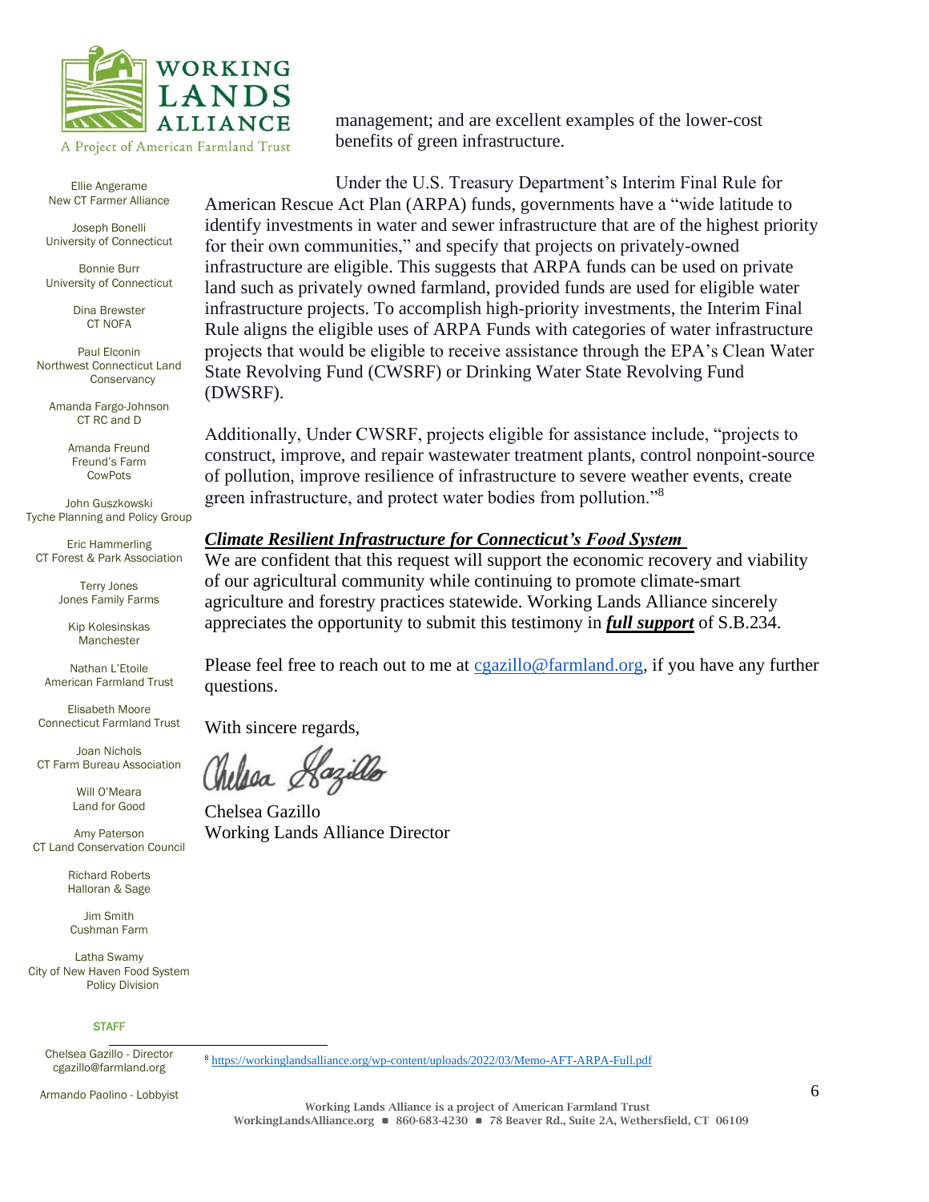management; and are excellent examples of the lower-cost benefits of green infrastructure.

Under the U.S. Treasury Department's Interim Final Rule for American Rescue Act Plan (ARPA) funds, governments have a "wide latitude to identify investments in water and sewer infrastructure that are of the highest priority for their own communities," and specify that projects on privately-owned infrastructure are eligible. This suggests that ARPA funds can be used on private land such as privately owned farmland, provided funds are used for eligible water infrastructure projects. To accomplish high-priority investments, the Interim Final Rule aligns the eligible uses of ARPA Funds with categories of water infrastructure projects that would be eligible to receive assistance through the EPA's Clean Water State Revolving Fund (CWSRF) or Drinking Water State Revolving Fund (DWSRF).

Additionally, Under CWSRF, projects eligible for assistance include, "projects to construct, improve, and repair wastewater treatment plants, control nonpoint-source of pollution, improve resilience of infrastructure to severe weather events, create green infrastructure, and protect water bodies from pollution."[8]

***Climate Resilient Infrastructure for Connecticut's Food System***

We are confident that this request will support the economic recovery and viability of our agricultural community while continuing to promote climate-smart agriculture and forestry practices statewide. Working Lands Alliance sincerely appreciates the opportunity to submit this testimony in ***full support*** of S.B.234.

Please feel free to reach out to me at cgazillo@farmland.org, if you have any further questions.

With sincere regards,

Chelsea Gazillo

Chelsea Gazillo
Working Lands Alliance Director

[8] https://workinglandsalliance.org/wp-content/uploads/2022/03/Memo-AFT-ARPA-Full.pdf

Ellie Angerame
New CT Farmer Alliance

Joseph Bonelli
University of Connecticut

Bonnie Burr
University of Connecticut

Dina Brewster
CT NOFA

Paul Elconin
Northwest Connecticut Land Conservancy

Amanda Fargo-Johnson
CT RC and D

Amanda Freund
Freund's Farm
CowPots

John Guszkowski
Tyche Planning and Policy Group

Eric Hammerling
CT Forest & Park Association

Terry Jones
Jones Family Farms

Kip Kolesinskas
Manchester

Nathan L'Etoile
American Farmland Trust

Elisabeth Moore
Connecticut Farmland Trust

Joan Nichols
CT Farm Bureau Association

Will O'Meara
Land for Good

Amy Paterson
CT Land Conservation Council

Richard Roberts
Halloran & Sage

Jim Smith
Cushman Farm

Latha Swamy
City of New Haven Food System Policy Division

STAFF

Chelsea Gazillo - Director
cgazillo@farmland.org

Armando Paolino - Lobbyist